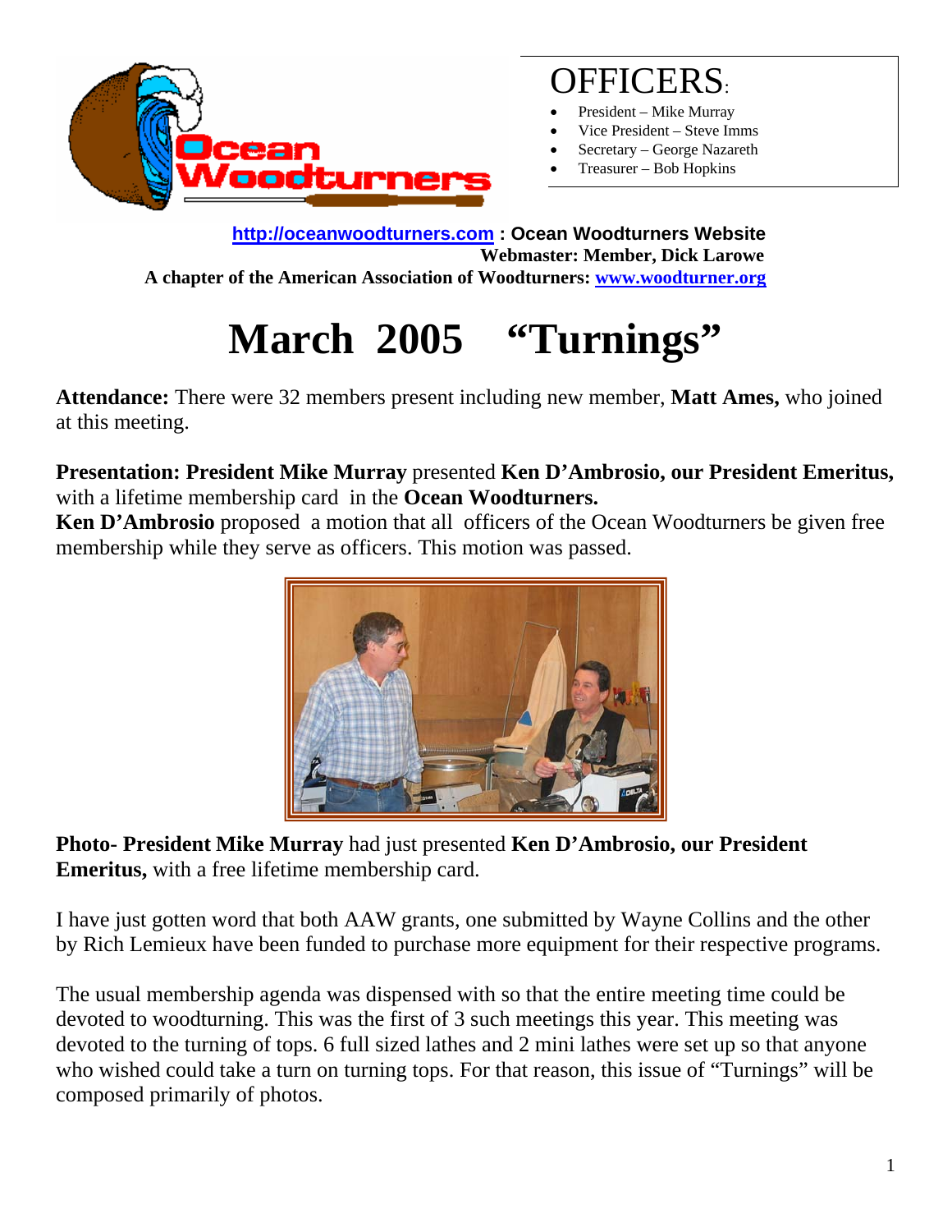# OFFICERS:

- President – Mike Murray
- Vice President – Steve Imms
- Secretary – George Nazareth
- Treasurer – Bob Hopkins

**http://oceanwoodturners.com : Ocean Woodturners Website**
**Webmaster: Member, Dick Larowe**
**A chapter of the American Association of Woodturners: www.woodturner.org**

# March 2005 "Turnings"

**Attendance:** There were 32 members present including new member, **Matt Ames,** who joined at this meeting.

**Presentation: President Mike Murray** presented **Ken D'Ambrosio, our President Emeritus,** with a lifetime membership card in the **Ocean Woodturners.**
**Ken D'Ambrosio** proposed a motion that all officers of the Ocean Woodturners be given free membership while they serve as officers. This motion was passed.

**Photo- President Mike Murray** had just presented **Ken D'Ambrosio, our President Emeritus,** with a free lifetime membership card.

I have just gotten word that both AAW grants, one submitted by Wayne Collins and the other by Rich Lemieux have been funded to purchase more equipment for their respective programs.

The usual membership agenda was dispensed with so that the entire meeting time could be devoted to woodturning. This was the first of 3 such meetings this year. This meeting was devoted to the turning of tops. 6 full sized lathes and 2 mini lathes were set up so that anyone who wished could take a turn on turning tops. For that reason, this issue of "Turnings" will be composed primarily of photos.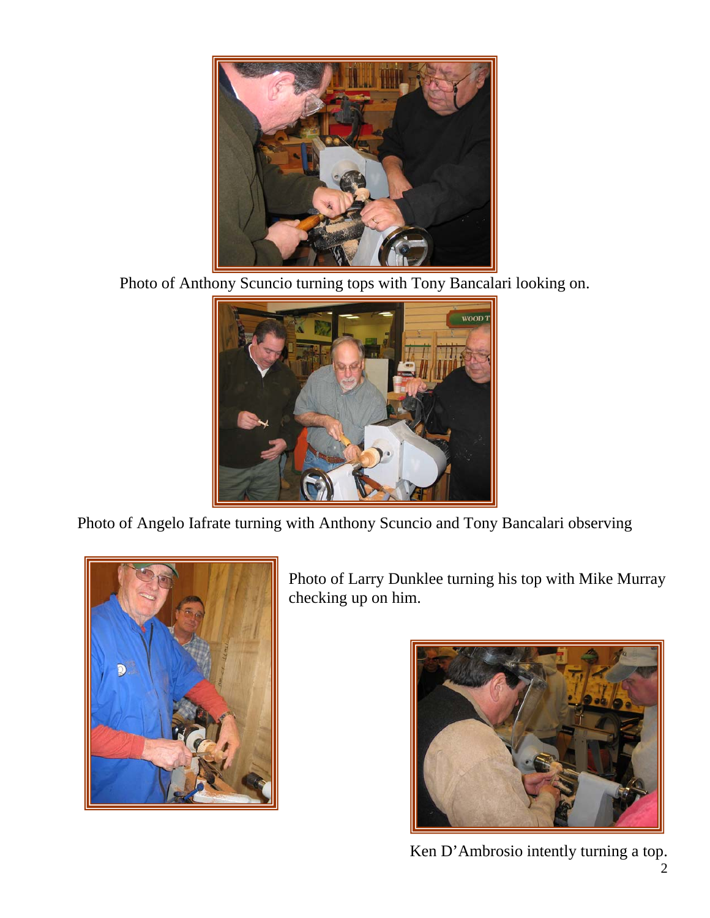Photo of Anthony Scuncio turning tops with Tony Bancalari looking on.

Photo of Angelo Iafrate turning with Anthony Scuncio and Tony Bancalari observing

Photo of Larry Dunklee turning his top with Mike Murray checking up on him.

Ken D'Ambrosio intently turning a top.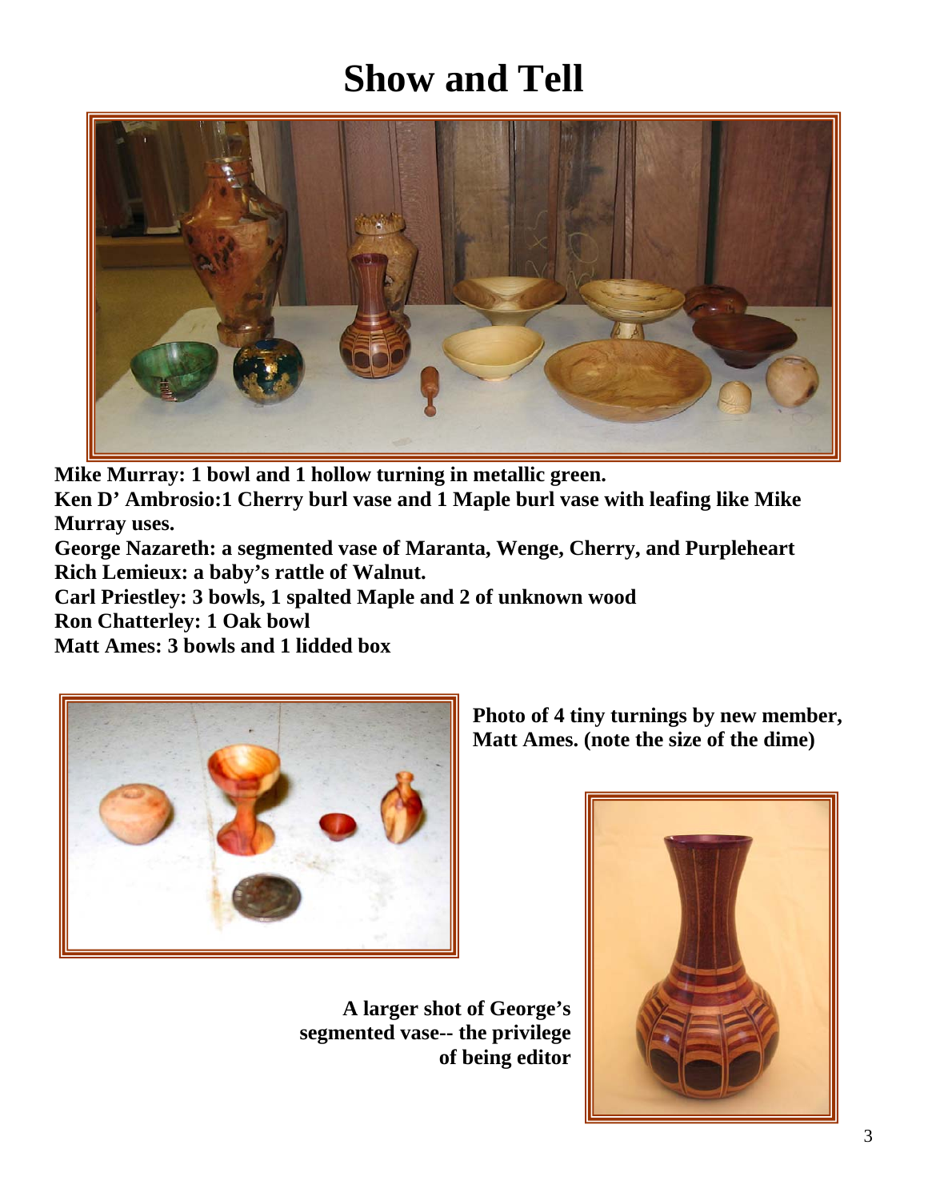# Show and Tell

**Mike Murray: 1 bowl and 1 hollow turning in metallic green.**
**Ken D' Ambrosio:1 Cherry burl vase and 1 Maple burl vase with leafing like Mike Murray uses.**
**George Nazareth: a segmented vase of Maranta, Wenge, Cherry, and Purpleheart**
**Rich Lemieux: a baby's rattle of Walnut.**
**Carl Priestley: 3 bowls, 1 spalted Maple and 2 of unknown wood**
**Ron Chatterley: 1 Oak bowl**
**Matt Ames: 3 bowls and 1 lidded box**

**Photo of 4 tiny turnings by new member, Matt Ames. (note the size of the dime)**

**A larger shot of George's segmented vase-- the privilege of being editor**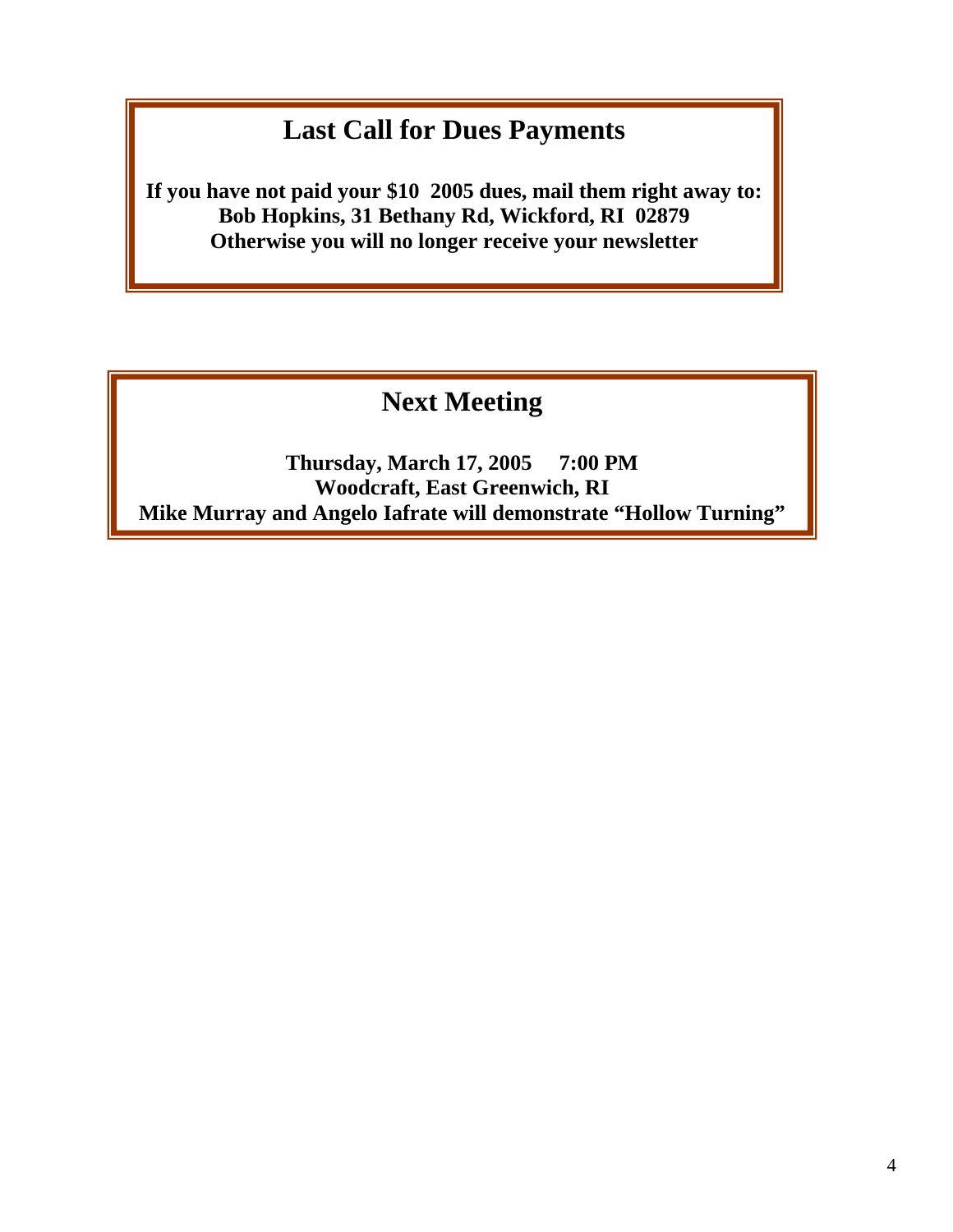## Last Call for Dues Payments

**If you have not paid your $10 2005 dues, mail them right away to:**
**Bob Hopkins, 31 Bethany Rd, Wickford, RI 02879**
**Otherwise you will no longer receive your newsletter**

## Next Meeting

**Thursday, March 17, 2005 7:00 PM**
**Woodcraft, East Greenwich, RI**
**Mike Murray and Angelo Iafrate will demonstrate "Hollow Turning"**